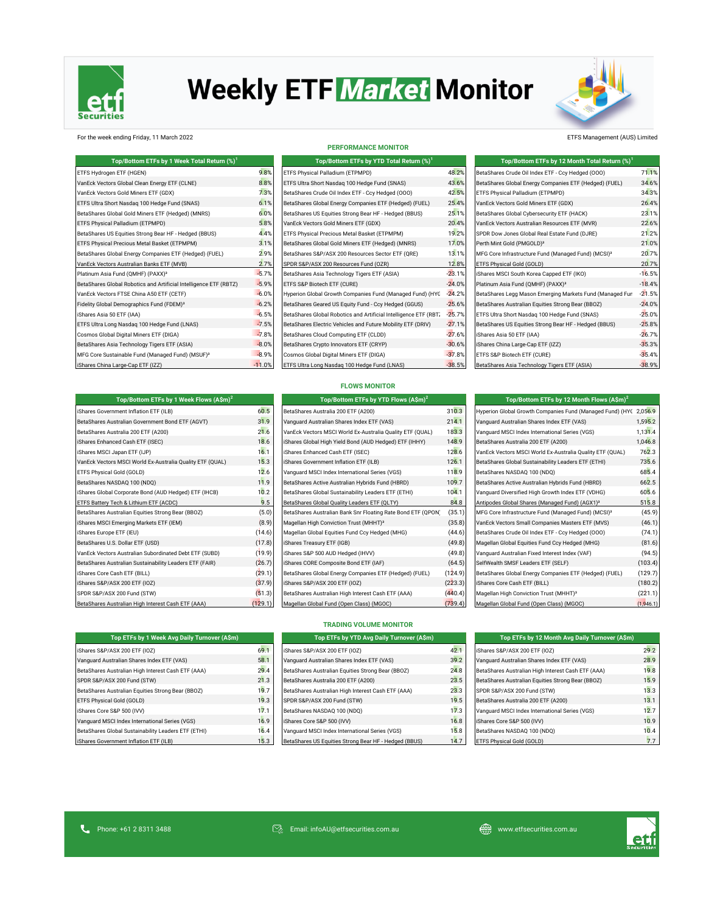# Weekly ETF Market Monitor

For the week ending Friday, 11 March 2022

ETFS Management (AUS) Limited

## PERFORMANCE MONITOR

| Top/Bottom ETFs by 1 Week Total Return (%)[1] | |
|---|---|
| ETFS Hydrogen ETF (HGEN) | 9.8% |
| VanEck Vectors Global Clean Energy ETF (CLNE) | 8.8% |
| VanEck Vectors Gold Miners ETF (GDX) | 7.3% |
| ETFS Ultra Short Nasdaq 100 Hedge Fund (SNAS) | 6.1% |
| BetaShares Global Gold Miners ETF (Hedged) (MNRS) | 6.0% |
| ETFS Physical Palladium (ETPMPD) | 5.8% |
| BetaShares US Equities Strong Bear HF - Hedged (BBUS) | 4.4% |
| ETFS Physical Precious Metal Basket (ETPMPM) | 3.1% |
| BetaShares Global Energy Companies ETF (Hedged) (FUEL) | 2.9% |
| VanEck Vectors Australian Banks ETF (MVB) | 2.7% |
| Platinum Asia Fund (QMHF) (PAXX)[3] | -5.7% |
| BetaShares Global Robotics and Artificial Intelligence ETF (RBTZ) | -5.9% |
| VanEck Vectors FTSE China A50 ETF (CETF) | -6.0% |
| Fidelity Global Demographics Fund (FDEM)[3] | -6.2% |
| iShares Asia 50 ETF (IAA) | -6.5% |
| ETFS Ultra Long Nasdaq 100 Hedge Fund (LNAS) | -7.5% |
| Cosmos Global Digital Miners ETF (DIGA) | -7.8% |
| BetaShares Asia Technology Tigers ETF (ASIA) | -8.0% |
| MFG Core Sustainable Fund (Managed Fund) (MSUF)[3] | -8.9% |
| iShares China Large-Cap ETF (IZZ) | -11.0% |

| Top/Bottom ETFs by YTD Total Return (%)[1] | |
|---|---|
| ETFS Physical Palladium (ETPMPD) | 48.2% |
| ETFS Ultra Short Nasdaq 100 Hedge Fund (SNAS) | 43.6% |
| BetaShares Crude Oil Index ETF - Ccy Hedged (OOO) | 42.5% |
| BetaShares Global Energy Companies ETF (Hedged) (FUEL) | 25.4% |
| BetaShares US Equities Strong Bear HF - Hedged (BBUS) | 25.1% |
| VanEck Vectors Gold Miners ETF (GDX) | 20.4% |
| ETFS Physical Precious Metal Basket (ETPMPM) | 19.2% |
| BetaShares Global Gold Miners ETF (Hedged) (MNRS) | 17.0% |
| BetaShares S&P/ASX 200 Resources Sector ETF (QRE) | 13.1% |
| SPDR S&P/ASX 200 Resources Fund (OZR) | 12.8% |
| BetaShares Asia Technology Tigers ETF (ASIA) | -23.1% |
| ETFS S&P Biotech ETF (CURE) | -24.0% |
| Hyperion Global Growth Companies Fund (Managed Fund) (HYG | -24.2% |
| BetaShares Geared US Equity Fund - Ccy Hedged (GGUS) | -25.6% |
| BetaShares Global Robotics and Artificial Intelligence ETF (RBTZ | -25.7% |
| BetaShares Electric Vehicles and Future Mobility ETF (DRIV) | -27.1% |
| BetaShares Cloud Computing ETF (CLDD) | -27.6% |
| BetaShares Crypto Innovators ETF (CRYP) | -30.6% |
| Cosmos Global Digital Miners ETF (DIGA) | -37.8% |
| ETFS Ultra Long Nasdaq 100 Hedge Fund (LNAS) | -38.5% |

| Top/Bottom ETFs by 12 Month Total Return (%)[1] | |
|---|---|
| BetaShares Crude Oil Index ETF - Ccy Hedged (OOO) | 71.1% |
| BetaShares Global Energy Companies ETF (Hedged) (FUEL) | 34.6% |
| ETFS Physical Palladium (ETPMPD) | 34.3% |
| VanEck Vectors Gold Miners ETF (GDX) | 26.4% |
| BetaShares Global Cybersecurity ETF (HACK) | 23.1% |
| VanEck Vectors Australian Resources ETF (MVR) | 22.6% |
| SPDR Dow Jones Global Real Estate Fund (DJRE) | 21.2% |
| Perth Mint Gold (PMGOLD)[3] | 21.0% |
| MFG Core Infrastructure Fund (Managed Fund) (MCSI)[3] | 20.7% |
| ETFS Physical Gold (GOLD) | 20.7% |
| iShares MSCI South Korea Capped ETF (IKO) | -16.5% |
| Platinum Asia Fund (QMHF) (PAXX)[3] | -18.4% |
| BetaShares Legg Mason Emerging Markets Fund (Managed Fur | -21.5% |
| BetaShares Australian Equities Strong Bear (BBOZ) | -24.0% |
| ETFS Ultra Short Nasdaq 100 Hedge Fund (SNAS) | -25.0% |
| BetaShares US Equities Strong Bear HF - Hedged (BBUS) | -25.8% |
| iShares Asia 50 ETF (IAA) | -26.7% |
| iShares China Large-Cap ETF (IZZ) | -35.3% |
| ETFS S&P Biotech ETF (CURE) | -35.4% |
| BetaShares Asia Technology Tigers ETF (ASIA) | -38.9% |

## FLOWS MONITOR

| Top/Bottom ETFs by 1 Week Flows (A$m)[2] | |
|---|---|
| iShares Government Inflation ETF (ILB) | 60.5 |
| BetaShares Australian Government Bond ETF (AGVT) | 31.9 |
| BetaShares Australia 200 ETF (A200) | 21.6 |
| iShares Enhanced Cash ETF (ISEC) | 18.6 |
| iShares MSCI Japan ETF (IJP) | 16.1 |
| VanEck Vectors MSCI World Ex-Australia Quality ETF (QUAL) | 15.3 |
| ETFS Physical Gold (GOLD) | 12.6 |
| BetaShares NASDAQ 100 (NDQ) | 11.9 |
| iShares Global Corporate Bond (AUD Hedged) ETF (IHCB) | 10.2 |
| ETFS Battery Tech & Lithium ETF (ACDC) | 9.5 |
| BetaShares Australian Equities Strong Bear (BBOZ) | (5.0) |
| iShares MSCI Emerging Markets ETF (IEM) | (8.9) |
| iShares Europe ETF (IEU) | (14.6) |
| BetaShares U.S. Dollar ETF (USD) | (17.8) |
| VanEck Vectors Australian Subordinated Debt ETF (SUBD) | (19.9) |
| BetaShares Australian Sustainability Leaders ETF (FAIR) | (26.7) |
| iShares Core Cash ETF (BILL) | (29.1) |
| iShares S&P/ASX 200 ETF (IOZ) | (37.9) |
| SPDR S&P/ASX 200 Fund (STW) | (51.3) |
| BetaShares Australian High Interest Cash ETF (AAA) | (129.1) |

| Top/Bottom ETFs by YTD Flows (A$m)[2] | |
|---|---|
| BetaShares Australia 200 ETF (A200) | 310.3 |
| Vanguard Australian Shares Index ETF (VAS) | 214.1 |
| VanEck Vectors MSCI World Ex-Australia Quality ETF (QUAL) | 183.3 |
| iShares Global High Yield Bond (AUD Hedged) ETF (IHHY) | 148.9 |
| iShares Enhanced Cash ETF (ISEC) | 128.6 |
| iShares Government Inflation ETF (ILB) | 126.1 |
| Vanguard MSCI Index International Series (VGS) | 118.9 |
| BetaShares Active Australian Hybrids Fund (HBRD) | 109.7 |
| BetaShares Global Sustainability Leaders ETF (ETHI) | 104.1 |
| BetaShares Global Quality Leaders ETF (QLTY) | 84.8 |
| BetaShares Australian Bank Snr Floating Rate Bond ETF (QPON | (35.1) |
| Magellan High Conviction Trust (MHHT)[3] | (35.8) |
| Magellan Global Equities Fund Ccy Hedged (MHG) | (44.6) |
| iShares Treasury ETF (IGB) | (49.8) |
| iShares S&P 500 AUD Hedged (IHVV) | (49.8) |
| iShares CORE Composite Bond ETF (IAF) | (64.5) |
| BetaShares Global Energy Companies ETF (Hedged) (FUEL) | (124.9) |
| iShares S&P/ASX 200 ETF (IOZ) | (223.3) |
| BetaShares Australian High Interest Cash ETF (AAA) | (440.4) |
| Magellan Global Fund (Open Class) (MGOC) | (739.4) |

| Top/Bottom ETFs by 12 Month Flows (A$m)[2] | |
|---|---|
| Hyperion Global Growth Companies Fund (Managed Fund) (HYC | 2,056.9 |
| Vanguard Australian Shares Index ETF (VAS) | 1,595.2 |
| Vanguard MSCI Index International Series (VGS) | 1,131.4 |
| BetaShares Australia 200 ETF (A200) | 1,046.8 |
| VanEck Vectors MSCI World Ex-Australia Quality ETF (QUAL) | 762.3 |
| BetaShares Global Sustainability Leaders ETF (ETHI) | 735.6 |
| BetaShares NASDAQ 100 (NDQ) | 685.4 |
| BetaShares Active Australian Hybrids Fund (HBRD) | 662.5 |
| Vanguard Diversified High Growth Index ETF (VDHG) | 605.6 |
| Antipodes Global Shares (Managed Fund) (AGX1)[3] | 515.8 |
| MFG Core Infrastructure Fund (Managed Fund) (MCSI)[3] | (45.9) |
| VanEck Vectors Small Companies Masters ETF (MVS) | (46.1) |
| BetaShares Crude Oil Index ETF - Ccy Hedged (OOO) | (74.1) |
| Magellan Global Equities Fund Ccy Hedged (MHG) | (81.6) |
| Vanguard Australian Fixed Interest Index (VAF) | (94.5) |
| SelfWealth SMSF Leaders ETF (SELF) | (103.4) |
| BetaShares Global Energy Companies ETF (Hedged) (FUEL) | (129.7) |
| iShares Core Cash ETF (BILL) | (180.2) |
| Magellan High Conviction Trust (MHHT)[3] | (221.1) |
| Magellan Global Fund (Open Class) (MGOC) | (1,946.1) |

## TRADING VOLUME MONITOR

| Top ETFs by 1 Week Avg Daily Turnover (A$m) | |
|---|---|
| iShares S&P/ASX 200 ETF (IOZ) | 69.1 |
| Vanguard Australian Shares Index ETF (VAS) | 58.1 |
| BetaShares Australian High Interest Cash ETF (AAA) | 29.4 |
| SPDR S&P/ASX 200 Fund (STW) | 21.3 |
| BetaShares Australian Equities Strong Bear (BBOZ) | 19.7 |
| ETFS Physical Gold (GOLD) | 19.3 |
| iShares Core S&P 500 (IVV) | 17.1 |
| Vanguard MSCI Index International Series (VGS) | 16.9 |
| BetaShares Global Sustainability Leaders ETF (ETHI) | 16.4 |
| iShares Government Inflation ETF (ILB) | 15.3 |

| Top ETFs by YTD Avg Daily Turnover (A$m) | |
|---|---|
| iShares S&P/ASX 200 ETF (IOZ) | 42.1 |
| Vanguard Australian Shares Index ETF (VAS) | 39.2 |
| BetaShares Australian Equities Strong Bear (BBOZ) | 24.8 |
| BetaShares Australia 200 ETF (A200) | 23.5 |
| BetaShares Australian High Interest Cash ETF (AAA) | 23.3 |
| SPDR S&P/ASX 200 Fund (STW) | 19.5 |
| BetaShares NASDAQ 100 (NDQ) | 17.3 |
| iShares Core S&P 500 (IVV) | 16.8 |
| Vanguard MSCI Index International Series (VGS) | 15.8 |
| BetaShares US Equities Strong Bear HF - Hedged (BBUS) | 14.7 |

| Top ETFs by 12 Month Avg Daily Turnover (A$m) | |
|---|---|
| iShares S&P/ASX 200 ETF (IOZ) | 29.2 |
| Vanguard Australian Shares Index ETF (VAS) | 28.9 |
| BetaShares Australian High Interest Cash ETF (AAA) | 19.8 |
| BetaShares Australian Equities Strong Bear (BBOZ) | 15.9 |
| SPDR S&P/ASX 200 Fund (STW) | 13.3 |
| BetaShares Australia 200 ETF (A200) | 13.1 |
| Vanguard MSCI Index International Series (VGS) | 12.7 |
| iShares Core S&P 500 (IVV) | 10.9 |
| BetaShares NASDAQ 100 (NDQ) | 10.4 |
| ETFS Physical Gold (GOLD) | 7.7 |

Phone: +61 2 8311 3488 | Email: infoAU@etfsecurities.com.au | www.etfsecurities.com.au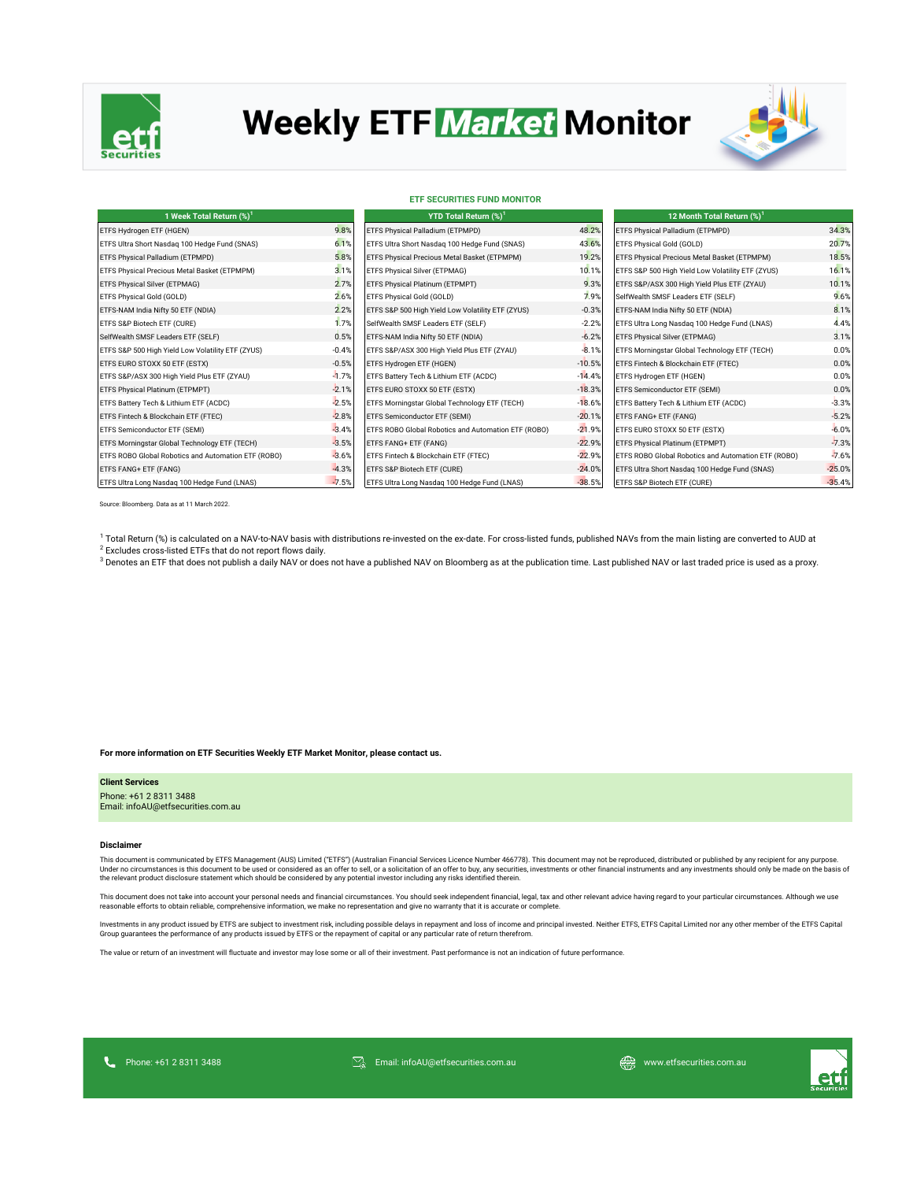# Weekly ETF Market Monitor

## ETF SECURITIES FUND MONITOR

| 1 Week Total Return (%)[1] | |
|---|---|
| ETFS Hydrogen ETF (HGEN) | 9.8% |
| ETFS Ultra Short Nasdaq 100 Hedge Fund (SNAS) | 6.1% |
| ETFS Physical Palladium (ETPMPD) | 5.8% |
| ETFS Physical Precious Metal Basket (ETPMPM) | 3.1% |
| ETFS Physical Silver (ETPMAG) | 2.7% |
| ETFS Physical Gold (GOLD) | 2.6% |
| ETFS-NAM India Nifty 50 ETF (NDIA) | 2.2% |
| ETFS S&P Biotech ETF (CURE) | 1.7% |
| SelfWealth SMSF Leaders ETF (SELF) | 0.5% |
| ETFS S&P 500 High Yield Low Volatility ETF (ZYUS) | -0.4% |
| ETFS EURO STOXX 50 ETF (ESTX) | -0.5% |
| ETFS S&P/ASX 300 High Yield Plus ETF (ZYAU) | -1.7% |
| ETFS Physical Platinum (ETPMPT) | -2.1% |
| ETFS Battery Tech & Lithium ETF (ACDC) | -2.5% |
| ETFS Fintech & Blockchain ETF (FTEC) | -2.8% |
| ETFS Semiconductor ETF (SEMI) | -3.4% |
| ETFS Morningstar Global Technology ETF (TECH) | -3.5% |
| ETFS ROBO Global Robotics and Automation ETF (ROBO) | -3.6% |
| ETFS FANG+ ETF (FANG) | -4.3% |
| ETFS Ultra Long Nasdaq 100 Hedge Fund (LNAS) | -7.5% |

| YTD Total Return (%)[1] | |
|---|---|
| ETFS Physical Palladium (ETPMPD) | 48.2% |
| ETFS Ultra Short Nasdaq 100 Hedge Fund (SNAS) | 43.6% |
| ETFS Physical Precious Metal Basket (ETPMPM) | 19.2% |
| ETFS Physical Silver (ETPMAG) | 10.1% |
| ETFS Physical Platinum (ETPMPT) | 9.3% |
| ETFS Physical Gold (GOLD) | 7.9% |
| ETFS S&P 500 High Yield Low Volatility ETF (ZYUS) | -0.3% |
| SelfWealth SMSF Leaders ETF (SELF) | -2.2% |
| ETFS-NAM India Nifty 50 ETF (NDIA) | -6.2% |
| ETFS S&P/ASX 300 High Yield Plus ETF (ZYAU) | -8.1% |
| ETFS Hydrogen ETF (HGEN) | -10.5% |
| ETFS Battery Tech & Lithium ETF (ACDC) | -14.4% |
| ETFS EURO STOXX 50 ETF (ESTX) | -18.3% |
| ETFS Morningstar Global Technology ETF (TECH) | -18.6% |
| ETFS Semiconductor ETF (SEMI) | -20.1% |
| ETFS ROBO Global Robotics and Automation ETF (ROBO) | -21.9% |
| ETFS FANG+ ETF (FANG) | -22.9% |
| ETFS Fintech & Blockchain ETF (FTEC) | -22.9% |
| ETFS S&P Biotech ETF (CURE) | -24.0% |
| ETFS Ultra Long Nasdaq 100 Hedge Fund (LNAS) | -38.5% |

| 12 Month Total Return (%)[1] | |
|---|---|
| ETFS Physical Palladium (ETPMPD) | 34.3% |
| ETFS Physical Gold (GOLD) | 20.7% |
| ETFS Physical Precious Metal Basket (ETPMPM) | 18.5% |
| ETFS S&P 500 High Yield Low Volatility ETF (ZYUS) | 16.1% |
| ETFS S&P/ASX 300 High Yield Plus ETF (ZYAU) | 10.1% |
| SelfWealth SMSF Leaders ETF (SELF) | 9.6% |
| ETFS-NAM India Nifty 50 ETF (NDIA) | 8.1% |
| ETFS Ultra Long Nasdaq 100 Hedge Fund (LNAS) | 4.4% |
| ETFS Physical Silver (ETPMAG) | 3.1% |
| ETFS Morningstar Global Technology ETF (TECH) | 0.0% |
| ETFS Fintech & Blockchain ETF (FTEC) | 0.0% |
| ETFS Hydrogen ETF (HGEN) | 0.0% |
| ETFS Semiconductor ETF (SEMI) | 0.0% |
| ETFS Battery Tech & Lithium ETF (ACDC) | -3.3% |
| ETFS FANG+ ETF (FANG) | -5.2% |
| ETFS EURO STOXX 50 ETF (ESTX) | -6.0% |
| ETFS Physical Platinum (ETPMPT) | -7.3% |
| ETFS ROBO Global Robotics and Automation ETF (ROBO) | -7.6% |
| ETFS Ultra Short Nasdaq 100 Hedge Fund (SNAS) | -25.0% |
| ETFS S&P Biotech ETF (CURE) | -35.4% |

Source: Bloomberg. Data as at 11 March 2022.

[1] Total Return (%) is calculated on a NAV-to-NAV basis with distributions re-invested on the ex-date. For cross-listed funds, published NAVs from the main listing are converted to AUD at
[2] Excludes cross-listed ETFs that do not report flows daily.
[3] Denotes an ETF that does not publish a daily NAV or does not have a published NAV on Bloomberg as at the publication time. Last published NAV or last traded price is used as a proxy.

**For more information on ETF Securities Weekly ETF Market Monitor, please contact us.**

**Client Services**
Phone: +61 2 8311 3488
Email: infoAU@etfsecurities.com.au

**Disclaimer**

This document is communicated by ETFS Management (AUS) Limited ("ETFS") (Australian Financial Services Licence Number 466778). This document may not be reproduced, distributed or published by any recipient for any purpose. Under no circumstances is this document to be used or considered as an offer to sell, or a solicitation of an offer to buy, any securities, investments or other financial instruments and any investments should only be made on the basis of the relevant product disclosure statement which should be considered by any potential investor including any risks identified therein.

This document does not take into account your personal needs and financial circumstances. You should seek independent financial, legal, tax and other relevant advice having regard to your particular circumstances. Although we use reasonable efforts to obtain reliable, comprehensive information, we make no representation and give no warranty that it is accurate or complete.

Investments in any product issued by ETFS are subject to investment risk, including possible delays in repayment and loss of income and principal invested. Neither ETFS, ETFS Capital Limited nor any other member of the ETFS Capital Group guarantees the performance of any products issued by ETFS or the repayment of capital or any particular rate of return therefrom.

The value or return of an investment will fluctuate and investor may lose some or all of their investment. Past performance is not an indication of future performance.

Phone: +61 2 8311 3488 | Email: infoAU@etfsecurities.com.au | www.etfsecurities.com.au